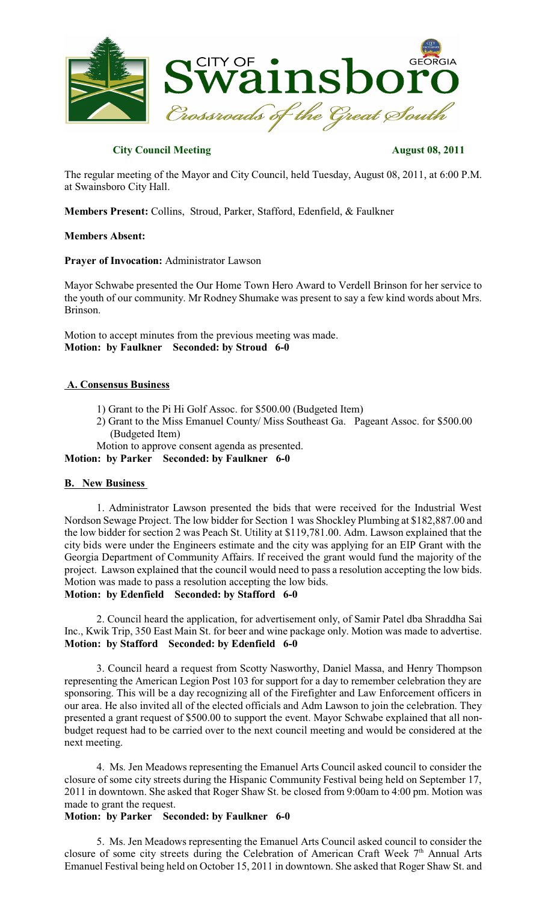**City Council Meeting** **August 08, 2011**

The regular meeting of the Mayor and City Council, held Tuesday, August 08, 2011, at 6:00 P.M. at Swainsboro City Hall.

**Members Present:** Collins, Stroud, Parker, Stafford, Edenfield, & Faulkner

**Members Absent:**

**Prayer of Invocation:** Administrator Lawson

Mayor Schwabe presented the Our Home Town Hero Award to Verdell Brinson for her service to the youth of our community. Mr Rodney Shumake was present to say a few kind words about Mrs. Brinson.

Motion to accept minutes from the previous meeting was made.
**Motion: by Faulkner Seconded: by Stroud 6-0**

## A. Consensus Business

1) Grant to the Pi Hi Golf Assoc. for $500.00 (Budgeted Item)
2) Grant to the Miss Emanuel County/ Miss Southeast Ga. Pageant Assoc. for $500.00 (Budgeted Item)

Motion to approve consent agenda as presented.
**Motion: by Parker Seconded: by Faulkner 6-0**

## B. New Business

1. Administrator Lawson presented the bids that were received for the Industrial West Nordson Sewage Project. The low bidder for Section 1 was Shockley Plumbing at $182,887.00 and the low bidder for section 2 was Peach St. Utility at $119,781.00. Adm. Lawson explained that the city bids were under the Engineers estimate and the city was applying for an EIP Grant with the Georgia Department of Community Affairs. If received the grant would fund the majority of the project. Lawson explained that the council would need to pass a resolution accepting the low bids. Motion was made to pass a resolution accepting the low bids.
**Motion: by Edenfield Seconded: by Stafford 6-0**

2. Council heard the application, for advertisement only, of Samir Patel dba Shraddha Sai Inc., Kwik Trip, 350 East Main St. for beer and wine package only. Motion was made to advertise.
**Motion: by Stafford Seconded: by Edenfield 6-0**

3. Council heard a request from Scotty Nasworthy, Daniel Massa, and Henry Thompson representing the American Legion Post 103 for support for a day to remember celebration they are sponsoring. This will be a day recognizing all of the Firefighter and Law Enforcement officers in our area. He also invited all of the elected officials and Adm Lawson to join the celebration. They presented a grant request of $500.00 to support the event. Mayor Schwabe explained that all non-budget request had to be carried over to the next council meeting and would be considered at the next meeting.

4. Ms. Jen Meadows representing the Emanuel Arts Council asked council to consider the closure of some city streets during the Hispanic Community Festival being held on September 17, 2011 in downtown. She asked that Roger Shaw St. be closed from 9:00am to 4:00 pm. Motion was made to grant the request.
**Motion: by Parker Seconded: by Faulkner 6-0**

5. Ms. Jen Meadows representing the Emanuel Arts Council asked council to consider the closure of some city streets during the Celebration of American Craft Week 7th Annual Arts Emanuel Festival being held on October 15, 2011 in downtown. She asked that Roger Shaw St. and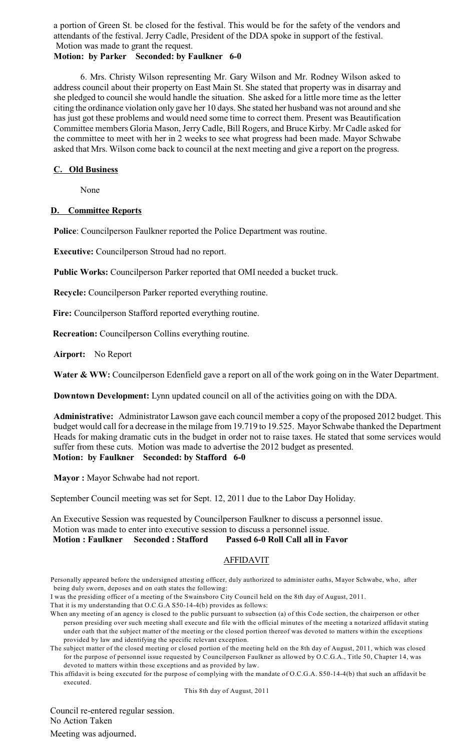a portion of Green St. be closed for the festival. This would be for the safety of the vendors and attendants of the festival. Jerry Cadle, President of the DDA spoke in support of the festival. Motion was made to grant the request.

**Motion: by Parker Seconded: by Faulkner 6-0**

6. Mrs. Christy Wilson representing Mr. Gary Wilson and Mr. Rodney Wilson asked to address council about their property on East Main St. She stated that property was in disarray and she pledged to council she would handle the situation. She asked for a little more time as the letter citing the ordinance violation only gave her 10 days. She stated her husband was not around and she has just got these problems and would need some time to correct them. Present was Beautification Committee members Gloria Mason, Jerry Cadle, Bill Rogers, and Bruce Kirby. Mr Cadle asked for the committee to meet with her in 2 weeks to see what progress had been made. Mayor Schwabe asked that Mrs. Wilson come back to council at the next meeting and give a report on the progress.

## C. Old Business

None

## D. Committee Reports

**Police**: Councilperson Faulkner reported the Police Department was routine.

**Executive:** Councilperson Stroud had no report.

**Public Works:** Councilperson Parker reported that OMI needed a bucket truck.

**Recycle:** Councilperson Parker reported everything routine.

**Fire:** Councilperson Stafford reported everything routine.

**Recreation:** Councilperson Collins everything routine.

**Airport:** No Report

**Water & WW:** Councilperson Edenfield gave a report on all of the work going on in the Water Department.

**Downtown Development:** Lynn updated council on all of the activities going on with the DDA.

**Administrative:** Administrator Lawson gave each council member a copy of the proposed 2012 budget. This budget would call for a decrease in the milage from 19.719 to 19.525. Mayor Schwabe thanked the Department Heads for making dramatic cuts in the budget in order not to raise taxes. He stated that some services would suffer from these cuts. Motion was made to advertise the 2012 budget as presented.

**Motion: by Faulkner Seconded: by Stafford 6-0**

**Mayor :** Mayor Schwabe had not report.

September Council meeting was set for Sept. 12, 2011 due to the Labor Day Holiday.

An Executive Session was requested by Councilperson Faulkner to discuss a personnel issue. Motion was made to enter into executive session to discuss a personnel issue.

**Motion : Faulkner Seconded : Stafford Passed 6-0 Roll Call all in Favor**

## AFFIDAVIT

Personally appeared before the undersigned attesting officer, duly authorized to administer oaths, Mayor Schwabe, who, after being duly sworn, deposes and on oath states the following:

I was the presiding officer of a meeting of the Swainsboro City Council held on the 8th day of August, 2011.

That it is my understanding that O.C.G.A S50-14-4(b) provides as follows:

When any meeting of an agency is closed to the public pursuant to subsection (a) of this Code section, the chairperson or other person presiding over such meeting shall execute and file with the official minutes of the meeting a notarized affidavit stating under oath that the subject matter of the meeting or the closed portion thereof was devoted to matters within the exceptions provided by law and identifying the specific relevant exception.

The subject matter of the closed meeting or closed portion of the meeting held on the 8th day of August, 2011, which was closed for the purpose of personnel issue requested by Councilperson Faulkner as allowed by O.C.G.A., Title 50, Chapter 14, was devoted to matters within those exceptions and as provided by law.

This affidavit is being executed for the purpose of complying with the mandate of O.C.G.A. S50-14-4(b) that such an affidavit be executed.

This 8th day of August, 2011

Council re-entered regular session.
No Action Taken

Meeting was adjourned.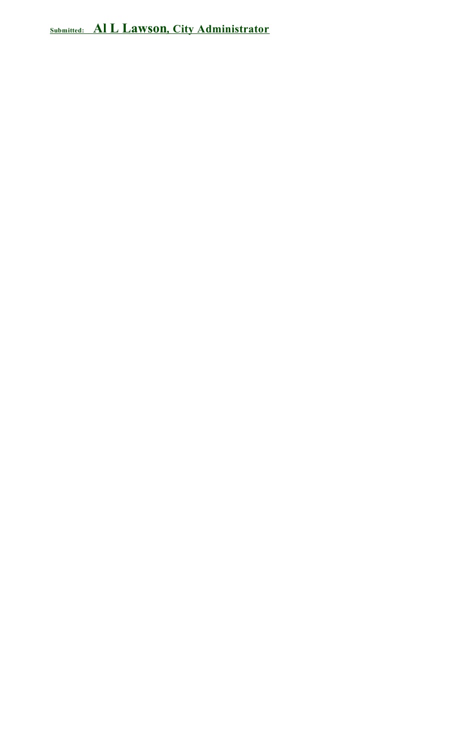**Submitted: Al L Lawson, City Administrator**